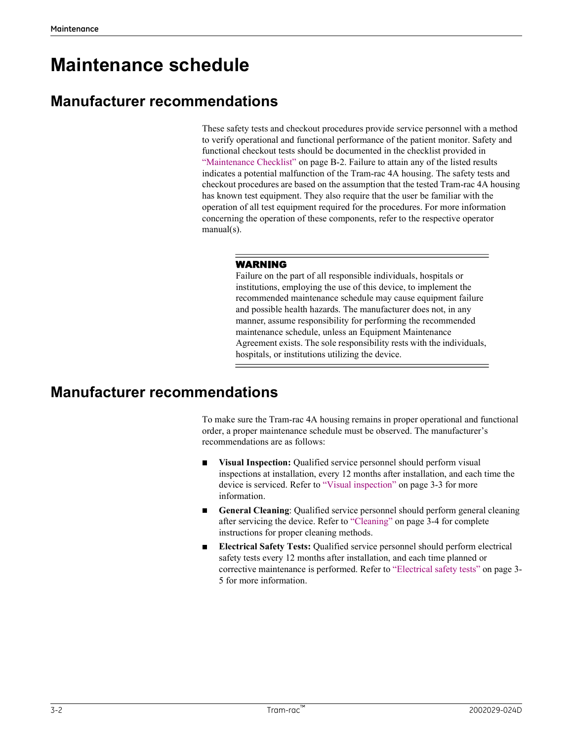# Maintenance schedule

## Manufacturer recommendations

These safety tests and checkout procedures provide service personnel with a method to verify operational and functional performance of the patient monitor. Safety and functional checkout tests should be documented in the checklist provided in "Maintenance Checklist" on page B-2. Failure to attain any of the listed results indicates a potential malfunction of the Tram-rac 4A housing. The safety tests and checkout procedures are based on the assumption that the tested Tram-rac 4A housing has known test equipment. They also require that the user be familiar with the operation of all test equipment required for the procedures. For more information concerning the operation of these components, refer to the respective operator manual(s).

> **WARNING**
> Failure on the part of all responsible individuals, hospitals or institutions, employing the use of this device, to implement the recommended maintenance schedule may cause equipment failure and possible health hazards. The manufacturer does not, in any manner, assume responsibility for performing the recommended maintenance schedule, unless an Equipment Maintenance Agreement exists. The sole responsibility rests with the individuals, hospitals, or institutions utilizing the device.

## Manufacturer recommendations

To make sure the Tram-rac 4A housing remains in proper operational and functional order, a proper maintenance schedule must be observed. The manufacturer's recommendations are as follows:

- **Visual Inspection:** Qualified service personnel should perform visual inspections at installation, every 12 months after installation, and each time the device is serviced. Refer to "Visual inspection" on page 3-3 for more information.
- **General Cleaning**: Qualified service personnel should perform general cleaning after servicing the device. Refer to "Cleaning" on page 3-4 for complete instructions for proper cleaning methods.
- **Electrical Safety Tests:** Qualified service personnel should perform electrical safety tests every 12 months after installation, and each time planned or corrective maintenance is performed. Refer to "Electrical safety tests" on page 3-5 for more information.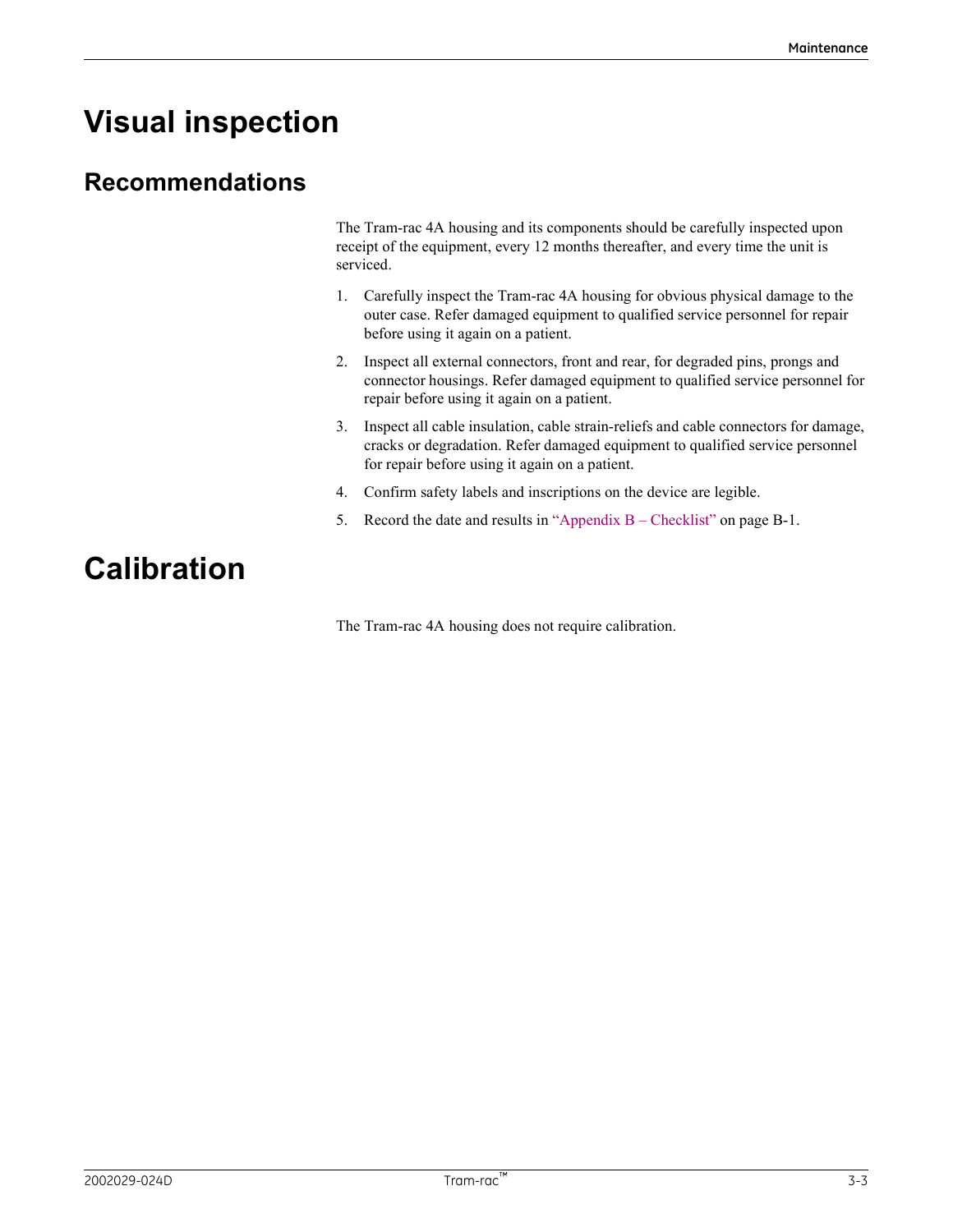# Visual inspection

## Recommendations

The Tram-rac 4A housing and its components should be carefully inspected upon receipt of the equipment, every 12 months thereafter, and every time the unit is serviced.

1. Carefully inspect the Tram-rac 4A housing for obvious physical damage to the outer case. Refer damaged equipment to qualified service personnel for repair before using it again on a patient.
2. Inspect all external connectors, front and rear, for degraded pins, prongs and connector housings. Refer damaged equipment to qualified service personnel for repair before using it again on a patient.
3. Inspect all cable insulation, cable strain-reliefs and cable connectors for damage, cracks or degradation. Refer damaged equipment to qualified service personnel for repair before using it again on a patient.
4. Confirm safety labels and inscriptions on the device are legible.
5. Record the date and results in "Appendix B – Checklist" on page B-1.

# Calibration

The Tram-rac 4A housing does not require calibration.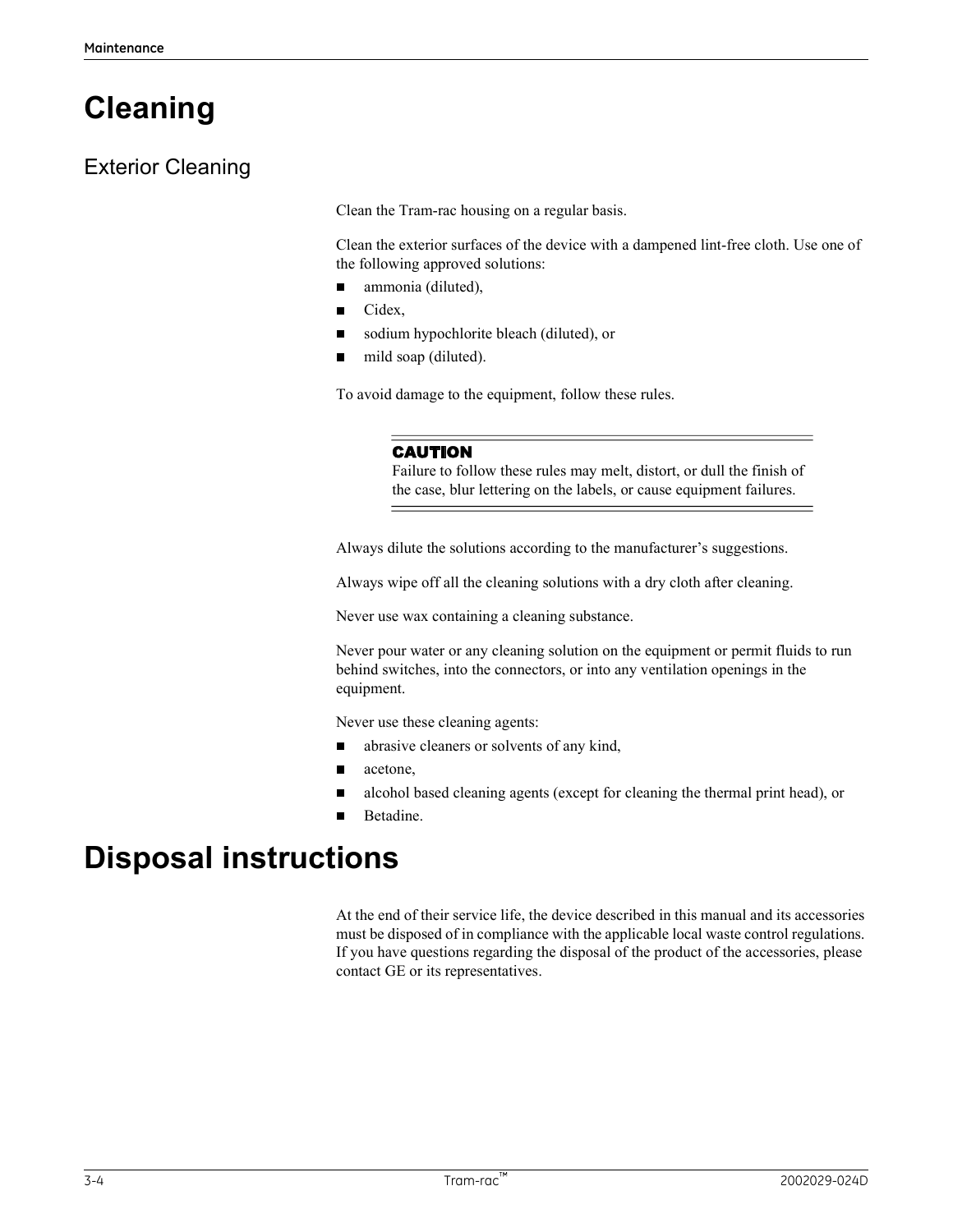# Cleaning

## Exterior Cleaning

Clean the Tram-rac housing on a regular basis.

Clean the exterior surfaces of the device with a dampened lint-free cloth. Use one of the following approved solutions:

- ammonia (diluted),
- Cidex,
- sodium hypochlorite bleach (diluted), or
- mild soap (diluted).

To avoid damage to the equipment, follow these rules.

> **CAUTION**
> Failure to follow these rules may melt, distort, or dull the finish of the case, blur lettering on the labels, or cause equipment failures.

Always dilute the solutions according to the manufacturer's suggestions.

Always wipe off all the cleaning solutions with a dry cloth after cleaning.

Never use wax containing a cleaning substance.

Never pour water or any cleaning solution on the equipment or permit fluids to run behind switches, into the connectors, or into any ventilation openings in the equipment.

Never use these cleaning agents:

- abrasive cleaners or solvents of any kind,
- acetone,
- alcohol based cleaning agents (except for cleaning the thermal print head), or
- Betadine.

# Disposal instructions

At the end of their service life, the device described in this manual and its accessories must be disposed of in compliance with the applicable local waste control regulations. If you have questions regarding the disposal of the product of the accessories, please contact GE or its representatives.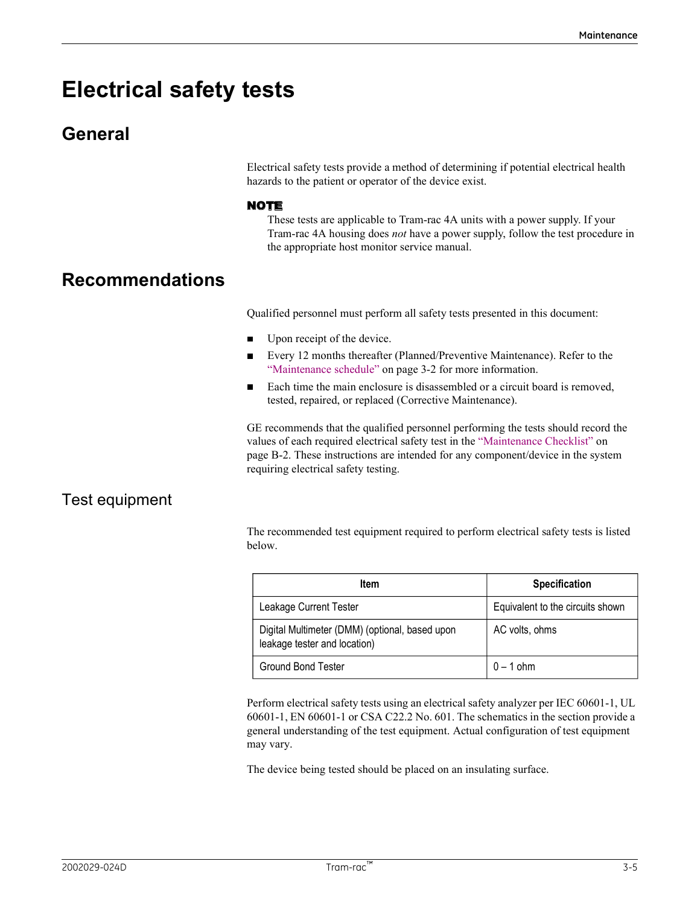# Electrical safety tests

## General

Electrical safety tests provide a method of determining if potential electrical health hazards to the patient or operator of the device exist.

**NOTE**

These tests are applicable to Tram-rac 4A units with a power supply. If your Tram-rac 4A housing does *not* have a power supply, follow the test procedure in the appropriate host monitor service manual.

## Recommendations

Qualified personnel must perform all safety tests presented in this document:

- Upon receipt of the device.
- Every 12 months thereafter (Planned/Preventive Maintenance). Refer to the "Maintenance schedule" on page 3-2 for more information.
- Each time the main enclosure is disassembled or a circuit board is removed, tested, repaired, or replaced (Corrective Maintenance).

GE recommends that the qualified personnel performing the tests should record the values of each required electrical safety test in the "Maintenance Checklist" on page B-2. These instructions are intended for any component/device in the system requiring electrical safety testing.

### Test equipment

The recommended test equipment required to perform electrical safety tests is listed below.

| Item | Specification |
|---|---|
| Leakage Current Tester | Equivalent to the circuits shown |
| Digital Multimeter (DMM) (optional, based upon leakage tester and location) | AC volts, ohms |
| Ground Bond Tester | 0 – 1 ohm |

Perform electrical safety tests using an electrical safety analyzer per IEC 60601-1, UL 60601-1, EN 60601-1 or CSA C22.2 No. 601. The schematics in the section provide a general understanding of the test equipment. Actual configuration of test equipment may vary.

The device being tested should be placed on an insulating surface.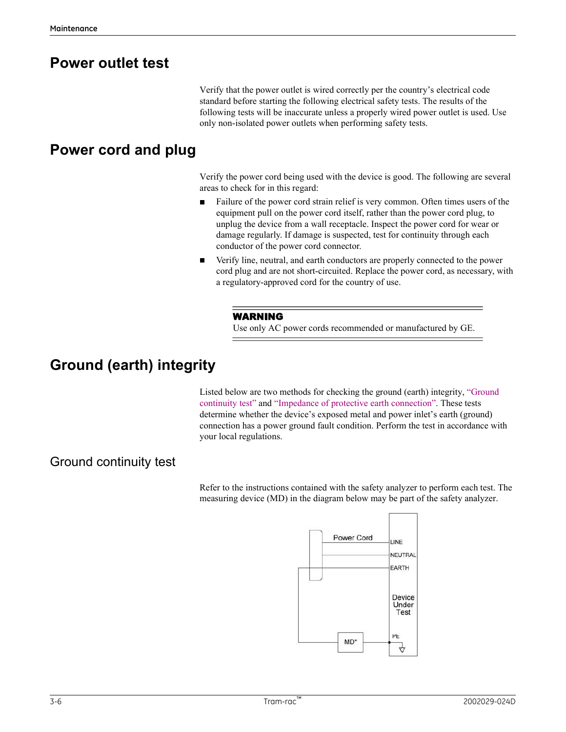# Power outlet test

Verify that the power outlet is wired correctly per the country's electrical code standard before starting the following electrical safety tests. The results of the following tests will be inaccurate unless a properly wired power outlet is used. Use only non-isolated power outlets when performing safety tests.

# Power cord and plug

Verify the power cord being used with the device is good. The following are several areas to check for in this regard:

- Failure of the power cord strain relief is very common. Often times users of the equipment pull on the power cord itself, rather than the power cord plug, to unplug the device from a wall receptacle. Inspect the power cord for wear or damage regularly. If damage is suspected, test for continuity through each conductor of the power cord connector.
- Verify line, neutral, and earth conductors are properly connected to the power cord plug and are not short-circuited. Replace the power cord, as necessary, with a regulatory-approved cord for the country of use.

> **WARNING**
> Use only AC power cords recommended or manufactured by GE.

# Ground (earth) integrity

Listed below are two methods for checking the ground (earth) integrity, "Ground continuity test" and "Impedance of protective earth connection". These tests determine whether the device's exposed metal and power inlet's earth (ground) connection has a power ground fault condition. Perform the test in accordance with your local regulations.

## Ground continuity test

Refer to the instructions contained with the safety analyzer to perform each test. The measuring device (MD) in the diagram below may be part of the safety analyzer.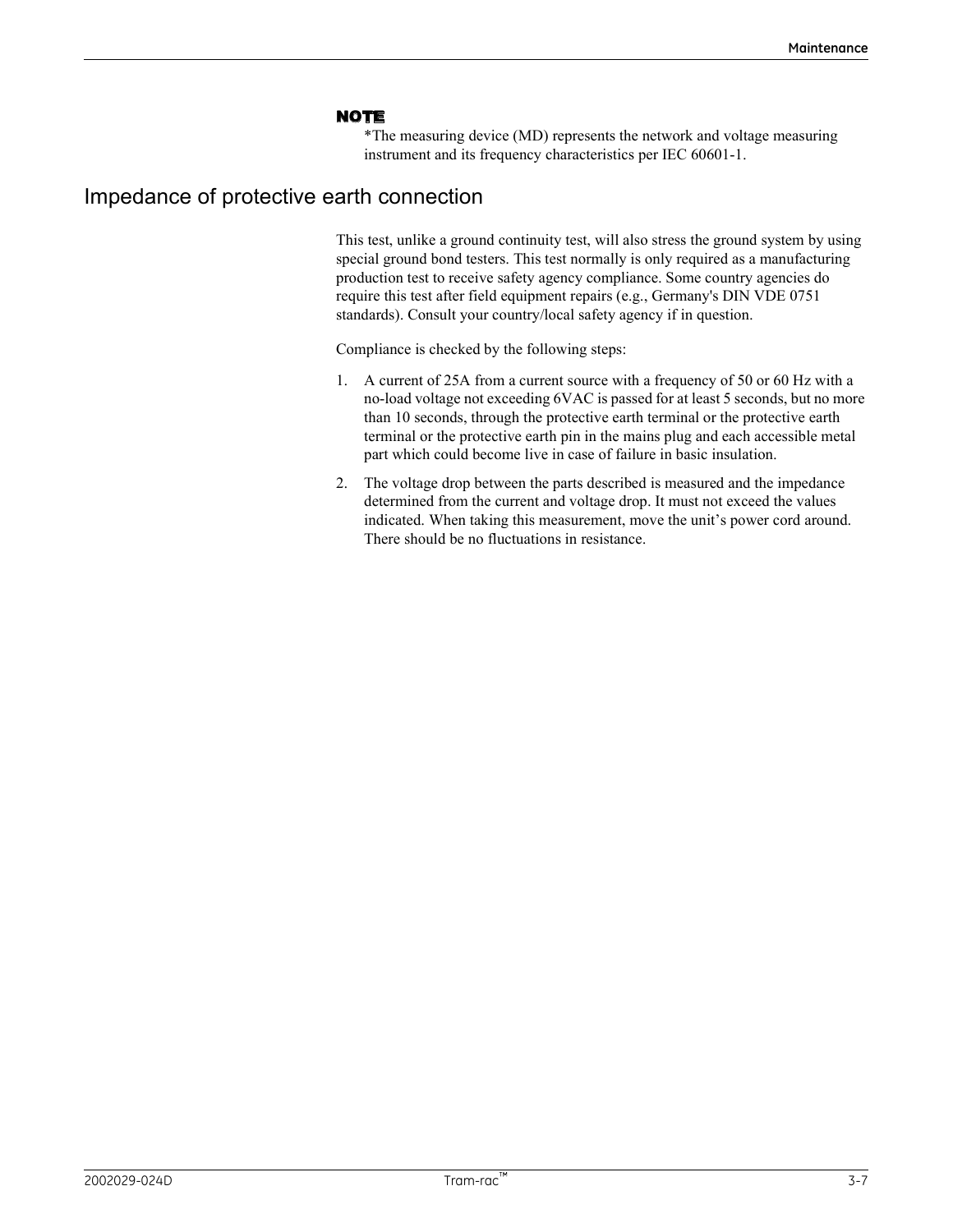**NOTE**

*The measuring device (MD) represents the network and voltage measuring instrument and its frequency characteristics per IEC 60601-1.

## Impedance of protective earth connection

This test, unlike a ground continuity test, will also stress the ground system by using special ground bond testers. This test normally is only required as a manufacturing production test to receive safety agency compliance. Some country agencies do require this test after field equipment repairs (e.g., Germany's DIN VDE 0751 standards). Consult your country/local safety agency if in question.

Compliance is checked by the following steps:

1. A current of 25A from a current source with a frequency of 50 or 60 Hz with a no-load voltage not exceeding 6VAC is passed for at least 5 seconds, but no more than 10 seconds, through the protective earth terminal or the protective earth terminal or the protective earth pin in the mains plug and each accessible metal part which could become live in case of failure in basic insulation.
2. The voltage drop between the parts described is measured and the impedance determined from the current and voltage drop. It must not exceed the values indicated. When taking this measurement, move the unit's power cord around. There should be no fluctuations in resistance.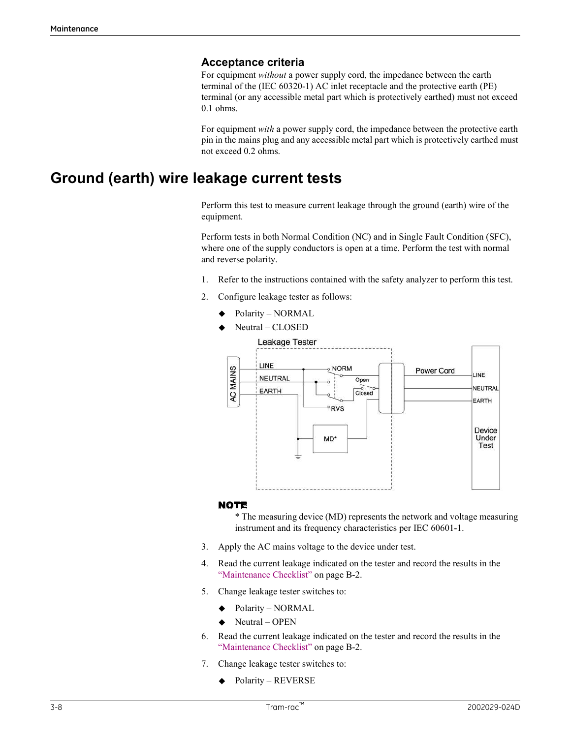### Acceptance criteria

For equipment *without* a power supply cord, the impedance between the earth terminal of the (IEC 60320-1) AC inlet receptacle and the protective earth (PE) terminal (or any accessible metal part which is protectively earthed) must not exceed 0.1 ohms.

For equipment *with* a power supply cord, the impedance between the protective earth pin in the mains plug and any accessible metal part which is protectively earthed must not exceed 0.2 ohms.

## Ground (earth) wire leakage current tests

Perform this test to measure current leakage through the ground (earth) wire of the equipment.

Perform tests in both Normal Condition (NC) and in Single Fault Condition (SFC), where one of the supply conductors is open at a time. Perform the test with normal and reverse polarity.

1. Refer to the instructions contained with the safety analyzer to perform this test.
2. Configure leakage tester as follows:
   - Polarity – NORMAL
   - Neutral – CLOSED

**NOTE**

\* The measuring device (MD) represents the network and voltage measuring instrument and its frequency characteristics per IEC 60601-1.

3. Apply the AC mains voltage to the device under test.
4. Read the current leakage indicated on the tester and record the results in the "Maintenance Checklist" on page B-2.
5. Change leakage tester switches to:
   - Polarity – NORMAL
   - Neutral – OPEN
6. Read the current leakage indicated on the tester and record the results in the "Maintenance Checklist" on page B-2.
7. Change leakage tester switches to:
   - Polarity – REVERSE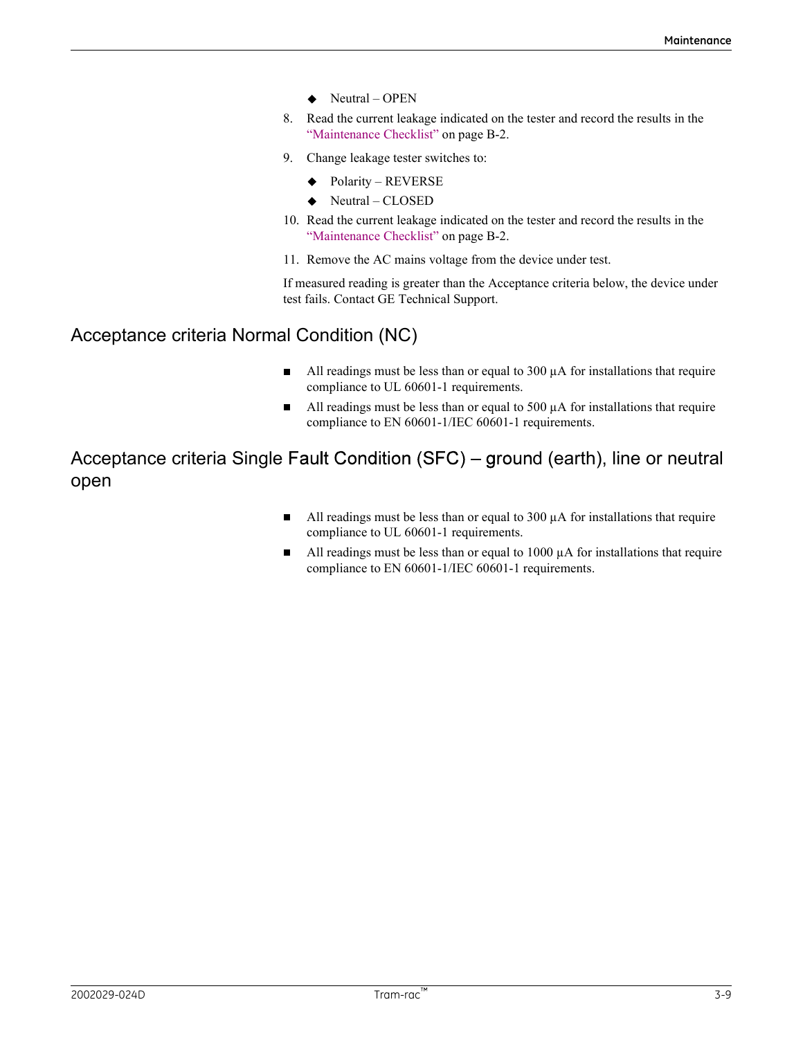- Neutral – OPEN

8. Read the current leakage indicated on the tester and record the results in the "Maintenance Checklist" on page B-2.
9. Change leakage tester switches to:
   - Polarity – REVERSE
   - Neutral – CLOSED
10. Read the current leakage indicated on the tester and record the results in the "Maintenance Checklist" on page B-2.
11. Remove the AC mains voltage from the device under test.

If measured reading is greater than the Acceptance criteria below, the device under test fails. Contact GE Technical Support.

## Acceptance criteria Normal Condition (NC)

- All readings must be less than or equal to 300 µA for installations that require compliance to UL 60601-1 requirements.
- All readings must be less than or equal to 500 µA for installations that require compliance to EN 60601-1/IEC 60601-1 requirements.

## Acceptance criteria Single Fault Condition (SFC) – ground (earth), line or neutral open

- All readings must be less than or equal to 300 µA for installations that require compliance to UL 60601-1 requirements.
- All readings must be less than or equal to 1000 µA for installations that require compliance to EN 60601-1/IEC 60601-1 requirements.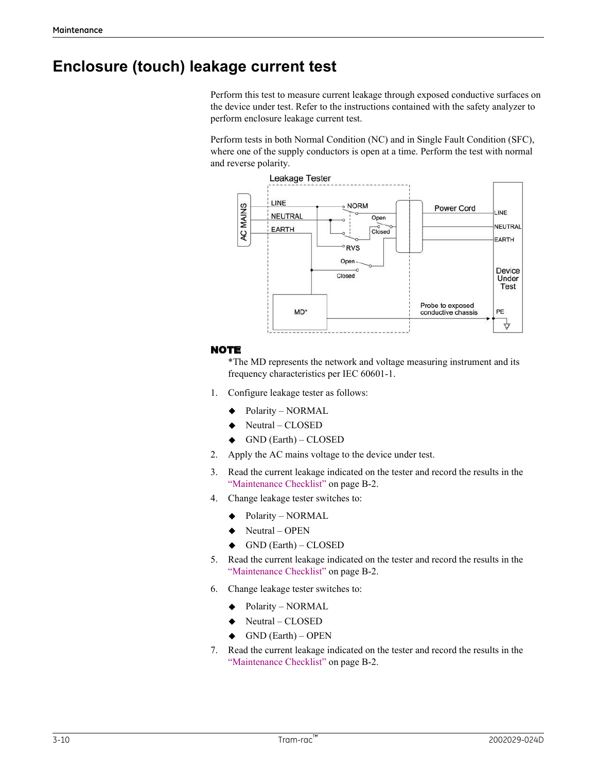# Enclosure (touch) leakage current test

Perform this test to measure current leakage through exposed conductive surfaces on the device under test. Refer to the instructions contained with the safety analyzer to perform enclosure leakage current test.

Perform tests in both Normal Condition (NC) and in Single Fault Condition (SFC), where one of the supply conductors is open at a time. Perform the test with normal and reverse polarity.

**NOTE**

*The MD represents the network and voltage measuring instrument and its frequency characteristics per IEC 60601-1.

1. Configure leakage tester as follows:
   - Polarity – NORMAL
   - Neutral – CLOSED
   - GND (Earth) – CLOSED
2. Apply the AC mains voltage to the device under test.
3. Read the current leakage indicated on the tester and record the results in the "Maintenance Checklist" on page B-2.
4. Change leakage tester switches to:
   - Polarity – NORMAL
   - Neutral – OPEN
   - GND (Earth) – CLOSED
5. Read the current leakage indicated on the tester and record the results in the "Maintenance Checklist" on page B-2.
6. Change leakage tester switches to:
   - Polarity – NORMAL
   - Neutral – CLOSED
   - GND (Earth) – OPEN
7. Read the current leakage indicated on the tester and record the results in the "Maintenance Checklist" on page B-2.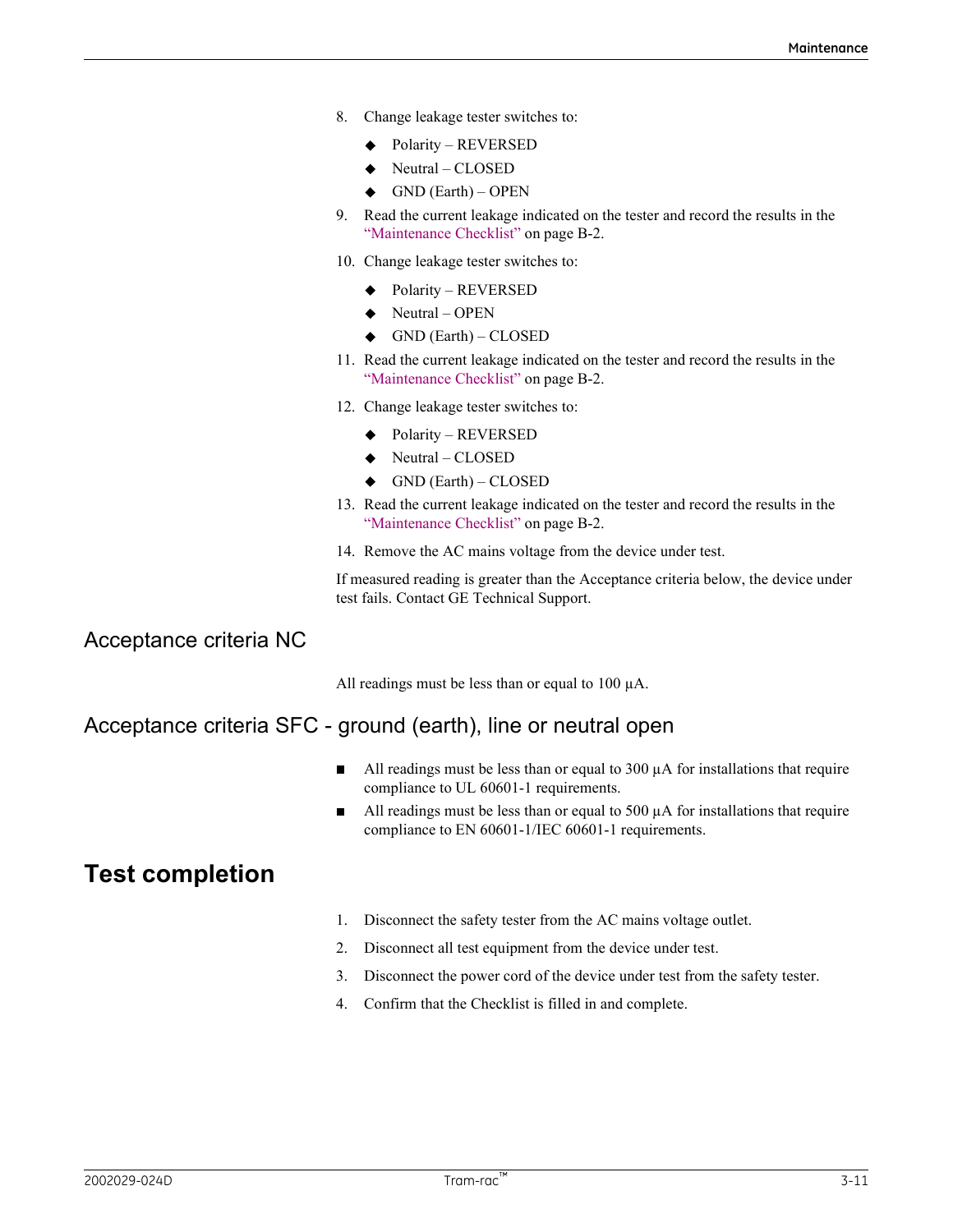8. Change leakage tester switches to:
   - Polarity – REVERSED
   - Neutral – CLOSED
   - GND (Earth) – OPEN
9. Read the current leakage indicated on the tester and record the results in the "Maintenance Checklist" on page B-2.
10. Change leakage tester switches to:
    - Polarity – REVERSED
    - Neutral – OPEN
    - GND (Earth) – CLOSED
11. Read the current leakage indicated on the tester and record the results in the "Maintenance Checklist" on page B-2.
12. Change leakage tester switches to:
    - Polarity – REVERSED
    - Neutral – CLOSED
    - GND (Earth) – CLOSED
13. Read the current leakage indicated on the tester and record the results in the "Maintenance Checklist" on page B-2.
14. Remove the AC mains voltage from the device under test.

If measured reading is greater than the Acceptance criteria below, the device under test fails. Contact GE Technical Support.

## Acceptance criteria NC

All readings must be less than or equal to 100 µA.

## Acceptance criteria SFC - ground (earth), line or neutral open

- All readings must be less than or equal to 300 µA for installations that require compliance to UL 60601-1 requirements.
- All readings must be less than or equal to 500 µA for installations that require compliance to EN 60601-1/IEC 60601-1 requirements.

# Test completion

1. Disconnect the safety tester from the AC mains voltage outlet.
2. Disconnect all test equipment from the device under test.
3. Disconnect the power cord of the device under test from the safety tester.
4. Confirm that the Checklist is filled in and complete.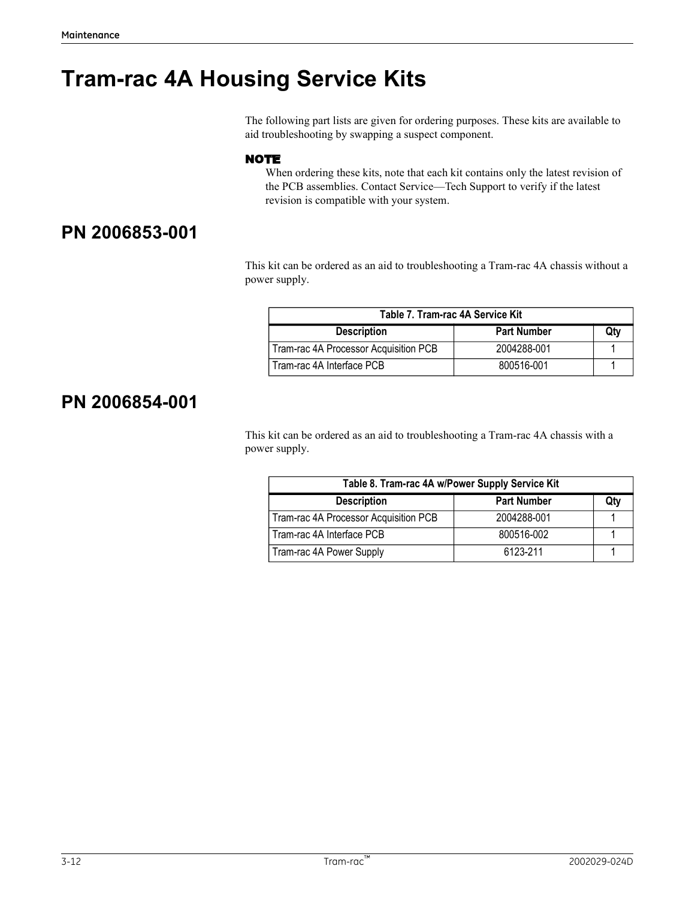# Tram-rac 4A Housing Service Kits

The following part lists are given for ordering purposes. These kits are available to aid troubleshooting by swapping a suspect component.

**NOTE**

When ordering these kits, note that each kit contains only the latest revision of the PCB assemblies. Contact Service—Tech Support to verify if the latest revision is compatible with your system.

## PN 2006853-001

This kit can be ordered as an aid to troubleshooting a Tram-rac 4A chassis without a power supply.

**Table 7. Tram-rac 4A Service Kit**

| Description | Part Number | Qty |
|---|---|---|
| Tram-rac 4A Processor Acquisition PCB | 2004288-001 | 1 |
| Tram-rac 4A Interface PCB | 800516-001 | 1 |

## PN 2006854-001

This kit can be ordered as an aid to troubleshooting a Tram-rac 4A chassis with a power supply.

**Table 8. Tram-rac 4A w/Power Supply Service Kit**

| Description | Part Number | Qty |
|---|---|---|
| Tram-rac 4A Processor Acquisition PCB | 2004288-001 | 1 |
| Tram-rac 4A Interface PCB | 800516-002 | 1 |
| Tram-rac 4A Power Supply | 6123-211 | 1 |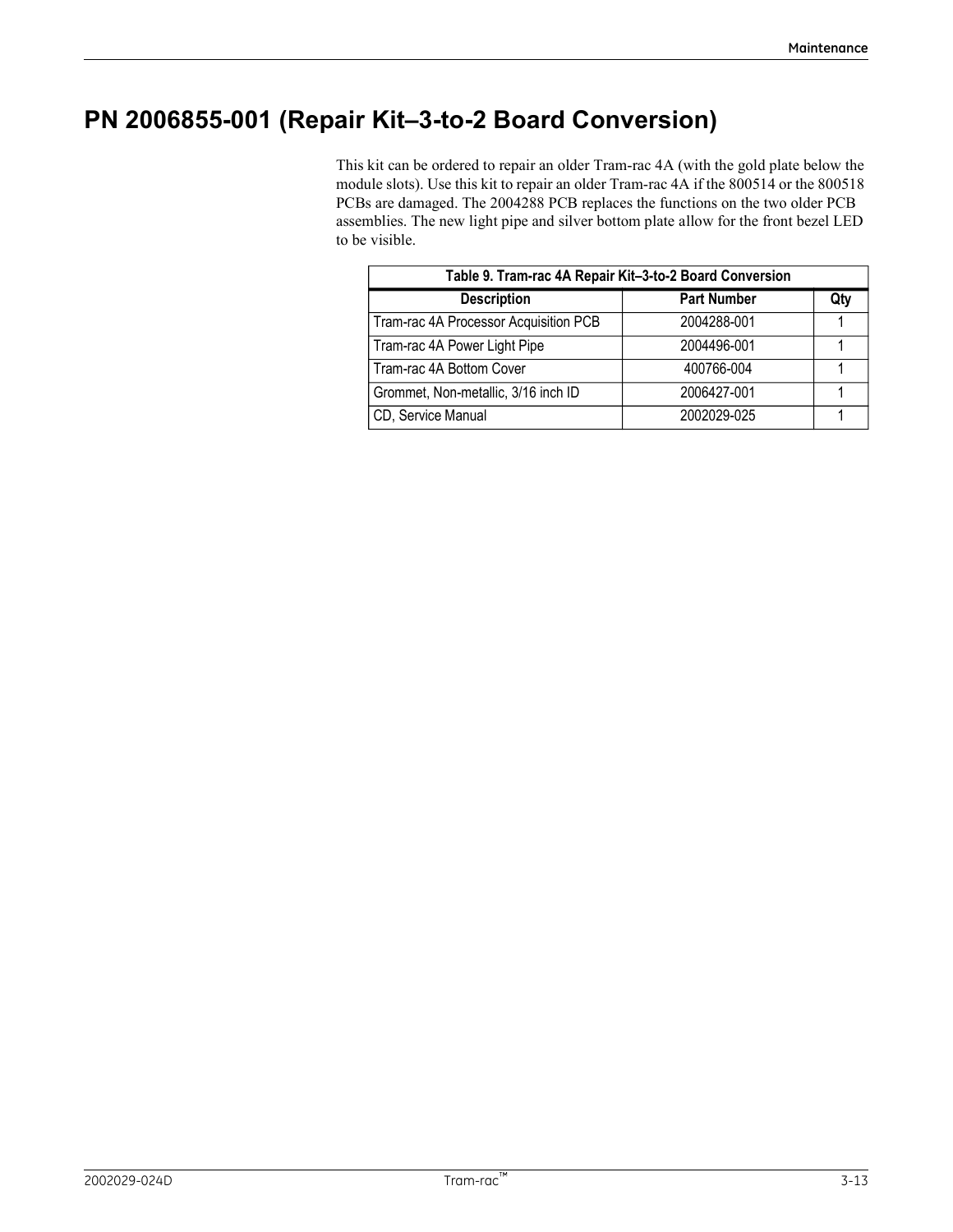# PN 2006855-001 (Repair Kit–3-to-2 Board Conversion)

This kit can be ordered to repair an older Tram-rac 4A (with the gold plate below the module slots). Use this kit to repair an older Tram-rac 4A if the 800514 or the 800518 PCBs are damaged. The 2004288 PCB replaces the functions on the two older PCB assemblies. The new light pipe and silver bottom plate allow for the front bezel LED to be visible.

**Table 9. Tram-rac 4A Repair Kit–3-to-2 Board Conversion**

| Description | Part Number | Qty |
|---|---|---|
| Tram-rac 4A Processor Acquisition PCB | 2004288-001 | 1 |
| Tram-rac 4A Power Light Pipe | 2004496-001 | 1 |
| Tram-rac 4A Bottom Cover | 400766-004 | 1 |
| Grommet, Non-metallic, 3/16 inch ID | 2006427-001 | 1 |
| CD, Service Manual | 2002029-025 | 1 |